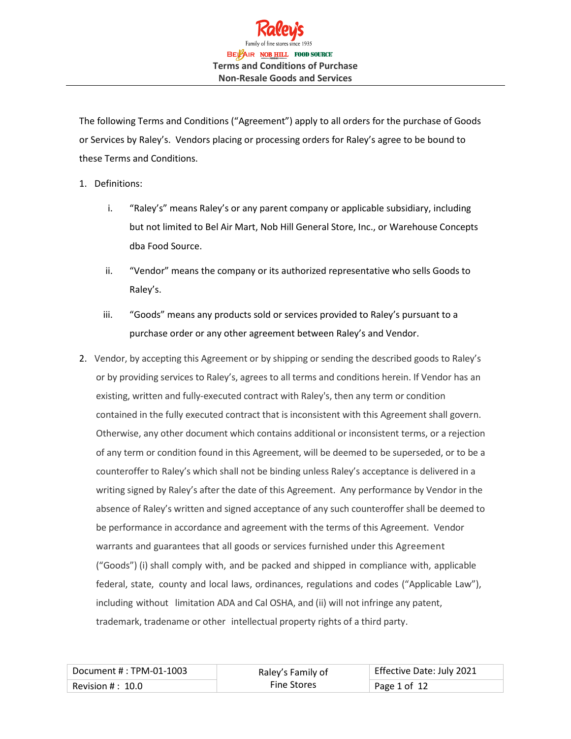# Terms and Conditions of Purchase
## Non-Resale Goods and Services

The following Terms and Conditions ("Agreement") apply to all orders for the purchase of Goods or Services by Raley's. Vendors placing or processing orders for Raley's agree to be bound to these Terms and Conditions.

1. Definitions:

   i. "Raley's" means Raley's or any parent company or applicable subsidiary, including but not limited to Bel Air Mart, Nob Hill General Store, Inc., or Warehouse Concepts dba Food Source.

   ii. "Vendor" means the company or its authorized representative who sells Goods to Raley's.

   iii. "Goods" means any products sold or services provided to Raley's pursuant to a purchase order or any other agreement between Raley's and Vendor.

2. Vendor, by accepting this Agreement or by shipping or sending the described goods to Raley's or by providing services to Raley's, agrees to all terms and conditions herein. If Vendor has an existing, written and fully-executed contract with Raley's, then any term or condition contained in the fully executed contract that is inconsistent with this Agreement shall govern. Otherwise, any other document which contains additional or inconsistent terms, or a rejection of any term or condition found in this Agreement, will be deemed to be superseded, or to be a counteroffer to Raley's which shall not be binding unless Raley's acceptance is delivered in a writing signed by Raley's after the date of this Agreement. Any performance by Vendor in the absence of Raley's written and signed acceptance of any such counteroffer shall be deemed to be performance in accordance and agreement with the terms of this Agreement. Vendor warrants and guarantees that all goods or services furnished under this Agreement ("Goods") (i) shall comply with, and be packed and shipped in compliance with, applicable federal, state, county and local laws, ordinances, regulations and codes ("Applicable Law"), including without limitation ADA and Cal OSHA, and (ii) will not infringe any patent, trademark, tradename or other intellectual property rights of a third party.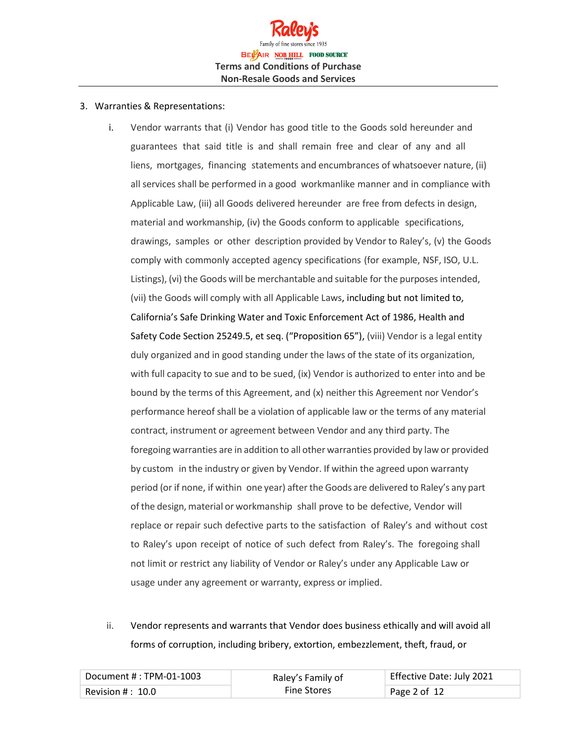3. Warranties & Representations:

   i. Vendor warrants that (i) Vendor has good title to the Goods sold hereunder and guarantees that said title is and shall remain free and clear of any and all liens, mortgages, financing statements and encumbrances of whatsoever nature, (ii) all services shall be performed in a good workmanlike manner and in compliance with Applicable Law, (iii) all Goods delivered hereunder are free from defects in design, material and workmanship, (iv) the Goods conform to applicable specifications, drawings, samples or other description provided by Vendor to Raley's, (v) the Goods comply with commonly accepted agency specifications (for example, NSF, ISO, U.L. Listings), (vi) the Goods will be merchantable and suitable for the purposes intended, (vii) the Goods will comply with all Applicable Laws, including but not limited to, California's Safe Drinking Water and Toxic Enforcement Act of 1986, Health and Safety Code Section 25249.5, et seq. ("Proposition 65"), (viii) Vendor is a legal entity duly organized and in good standing under the laws of the state of its organization, with full capacity to sue and to be sued, (ix) Vendor is authorized to enter into and be bound by the terms of this Agreement, and (x) neither this Agreement nor Vendor's performance hereof shall be a violation of applicable law or the terms of any material contract, instrument or agreement between Vendor and any third party. The foregoing warranties are in addition to all other warranties provided by law or provided by custom in the industry or given by Vendor. If within the agreed upon warranty period (or if none, if within one year) after the Goods are delivered to Raley's any part of the design, material or workmanship shall prove to be defective, Vendor will replace or repair such defective parts to the satisfaction of Raley's and without cost to Raley's upon receipt of notice of such defect from Raley's. The foregoing shall not limit or restrict any liability of Vendor or Raley's under any Applicable Law or usage under any agreement or warranty, express or implied.

   ii. Vendor represents and warrants that Vendor does business ethically and will avoid all forms of corruption, including bribery, extortion, embezzlement, theft, fraud, or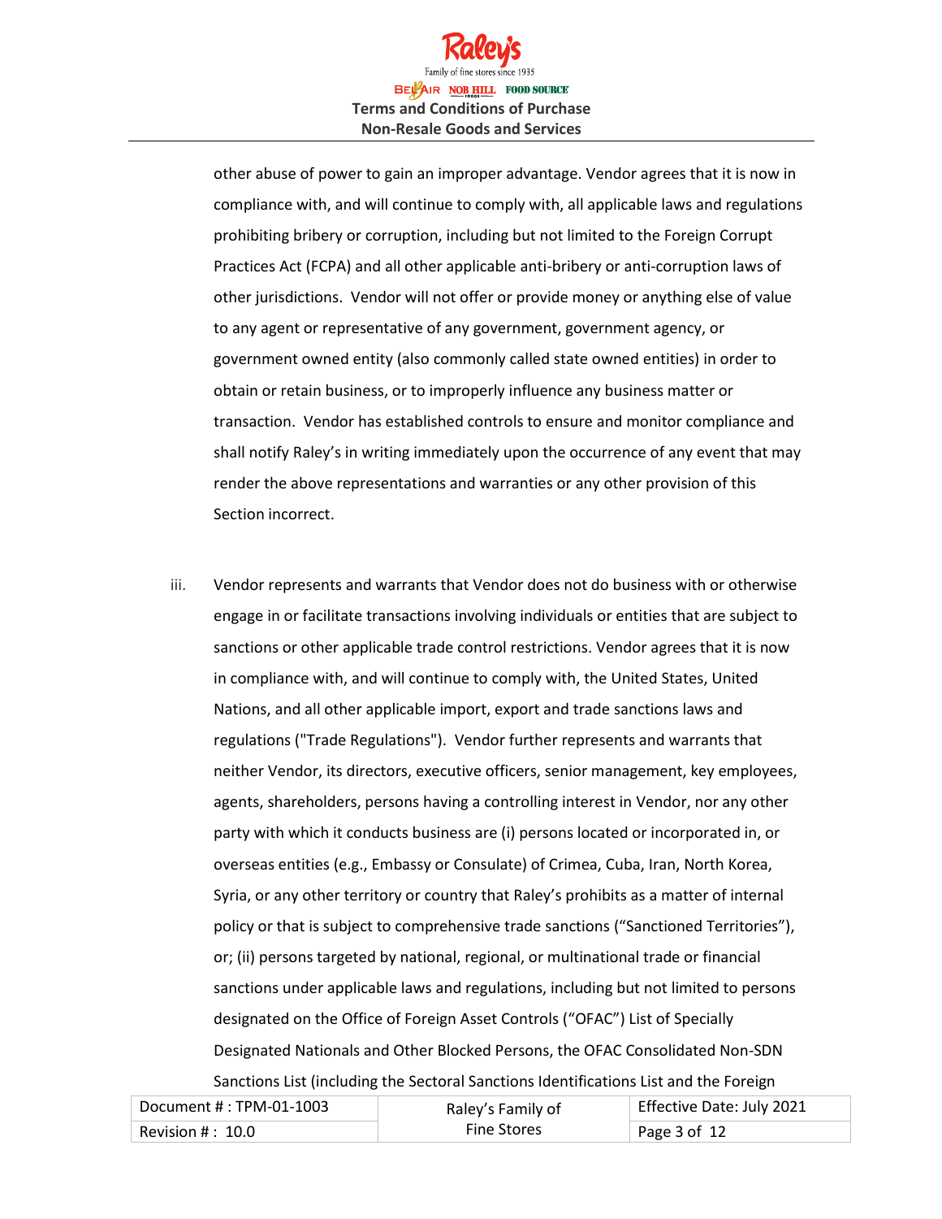other abuse of power to gain an improper advantage. Vendor agrees that it is now in compliance with, and will continue to comply with, all applicable laws and regulations prohibiting bribery or corruption, including but not limited to the Foreign Corrupt Practices Act (FCPA) and all other applicable anti-bribery or anti-corruption laws of other jurisdictions. Vendor will not offer or provide money or anything else of value to any agent or representative of any government, government agency, or government owned entity (also commonly called state owned entities) in order to obtain or retain business, or to improperly influence any business matter or transaction. Vendor has established controls to ensure and monitor compliance and shall notify Raley's in writing immediately upon the occurrence of any event that may render the above representations and warranties or any other provision of this Section incorrect.

iii. Vendor represents and warrants that Vendor does not do business with or otherwise engage in or facilitate transactions involving individuals or entities that are subject to sanctions or other applicable trade control restrictions. Vendor agrees that it is now in compliance with, and will continue to comply with, the United States, United Nations, and all other applicable import, export and trade sanctions laws and regulations ("Trade Regulations"). Vendor further represents and warrants that neither Vendor, its directors, executive officers, senior management, key employees, agents, shareholders, persons having a controlling interest in Vendor, nor any other party with which it conducts business are (i) persons located or incorporated in, or overseas entities (e.g., Embassy or Consulate) of Crimea, Cuba, Iran, North Korea, Syria, or any other territory or country that Raley's prohibits as a matter of internal policy or that is subject to comprehensive trade sanctions ("Sanctioned Territories"), or; (ii) persons targeted by national, regional, or multinational trade or financial sanctions under applicable laws and regulations, including but not limited to persons designated on the Office of Foreign Asset Controls ("OFAC") List of Specially Designated Nationals and Other Blocked Persons, the OFAC Consolidated Non-SDN Sanctions List (including the Sectoral Sanctions Identifications List and the Foreign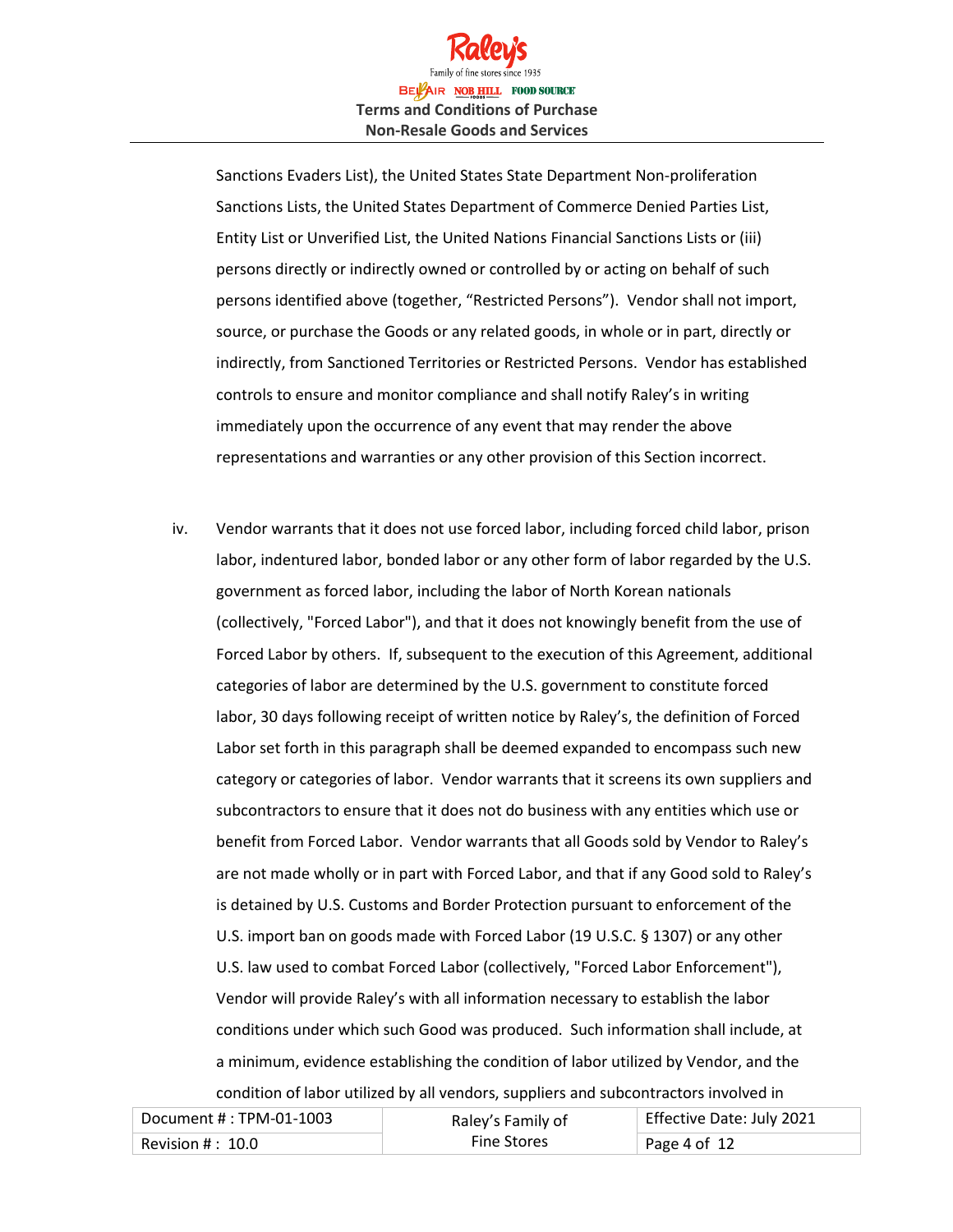Sanctions Evaders List), the United States State Department Non-proliferation Sanctions Lists, the United States Department of Commerce Denied Parties List, Entity List or Unverified List, the United Nations Financial Sanctions Lists or (iii) persons directly or indirectly owned or controlled by or acting on behalf of such persons identified above (together, "Restricted Persons"). Vendor shall not import, source, or purchase the Goods or any related goods, in whole or in part, directly or indirectly, from Sanctioned Territories or Restricted Persons. Vendor has established controls to ensure and monitor compliance and shall notify Raley's in writing immediately upon the occurrence of any event that may render the above representations and warranties or any other provision of this Section incorrect.

iv. Vendor warrants that it does not use forced labor, including forced child labor, prison labor, indentured labor, bonded labor or any other form of labor regarded by the U.S. government as forced labor, including the labor of North Korean nationals (collectively, "Forced Labor"), and that it does not knowingly benefit from the use of Forced Labor by others. If, subsequent to the execution of this Agreement, additional categories of labor are determined by the U.S. government to constitute forced labor, 30 days following receipt of written notice by Raley's, the definition of Forced Labor set forth in this paragraph shall be deemed expanded to encompass such new category or categories of labor. Vendor warrants that it screens its own suppliers and subcontractors to ensure that it does not do business with any entities which use or benefit from Forced Labor. Vendor warrants that all Goods sold by Vendor to Raley's are not made wholly or in part with Forced Labor, and that if any Good sold to Raley's is detained by U.S. Customs and Border Protection pursuant to enforcement of the U.S. import ban on goods made with Forced Labor (19 U.S.C. § 1307) or any other U.S. law used to combat Forced Labor (collectively, "Forced Labor Enforcement"), Vendor will provide Raley's with all information necessary to establish the labor conditions under which such Good was produced. Such information shall include, at a minimum, evidence establishing the condition of labor utilized by Vendor, and the condition of labor utilized by all vendors, suppliers and subcontractors involved in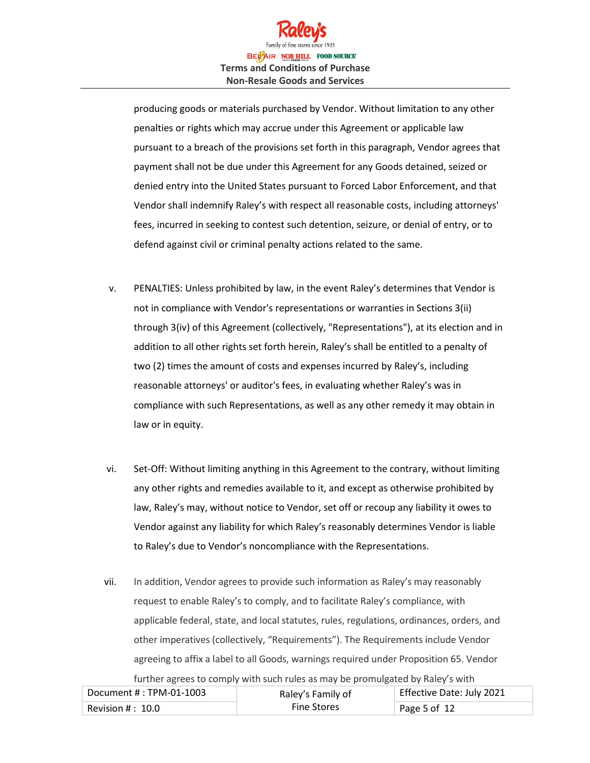producing goods or materials purchased by Vendor. Without limitation to any other penalties or rights which may accrue under this Agreement or applicable law pursuant to a breach of the provisions set forth in this paragraph, Vendor agrees that payment shall not be due under this Agreement for any Goods detained, seized or denied entry into the United States pursuant to Forced Labor Enforcement, and that Vendor shall indemnify Raley's with respect all reasonable costs, including attorneys' fees, incurred in seeking to contest such detention, seizure, or denial of entry, or to defend against civil or criminal penalty actions related to the same.

v. PENALTIES: Unless prohibited by law, in the event Raley's determines that Vendor is not in compliance with Vendor's representations or warranties in Sections 3(ii) through 3(iv) of this Agreement (collectively, "Representations"), at its election and in addition to all other rights set forth herein, Raley's shall be entitled to a penalty of two (2) times the amount of costs and expenses incurred by Raley's, including reasonable attorneys' or auditor's fees, in evaluating whether Raley's was in compliance with such Representations, as well as any other remedy it may obtain in law or in equity.

vi. Set-Off: Without limiting anything in this Agreement to the contrary, without limiting any other rights and remedies available to it, and except as otherwise prohibited by law, Raley's may, without notice to Vendor, set off or recoup any liability it owes to Vendor against any liability for which Raley's reasonably determines Vendor is liable to Raley's due to Vendor's noncompliance with the Representations.

vii. In addition, Vendor agrees to provide such information as Raley's may reasonably request to enable Raley's to comply, and to facilitate Raley's compliance, with applicable federal, state, and local statutes, rules, regulations, ordinances, orders, and other imperatives (collectively, "Requirements"). The Requirements include Vendor agreeing to affix a label to all Goods, warnings required under Proposition 65. Vendor further agrees to comply with such rules as may be promulgated by Raley's with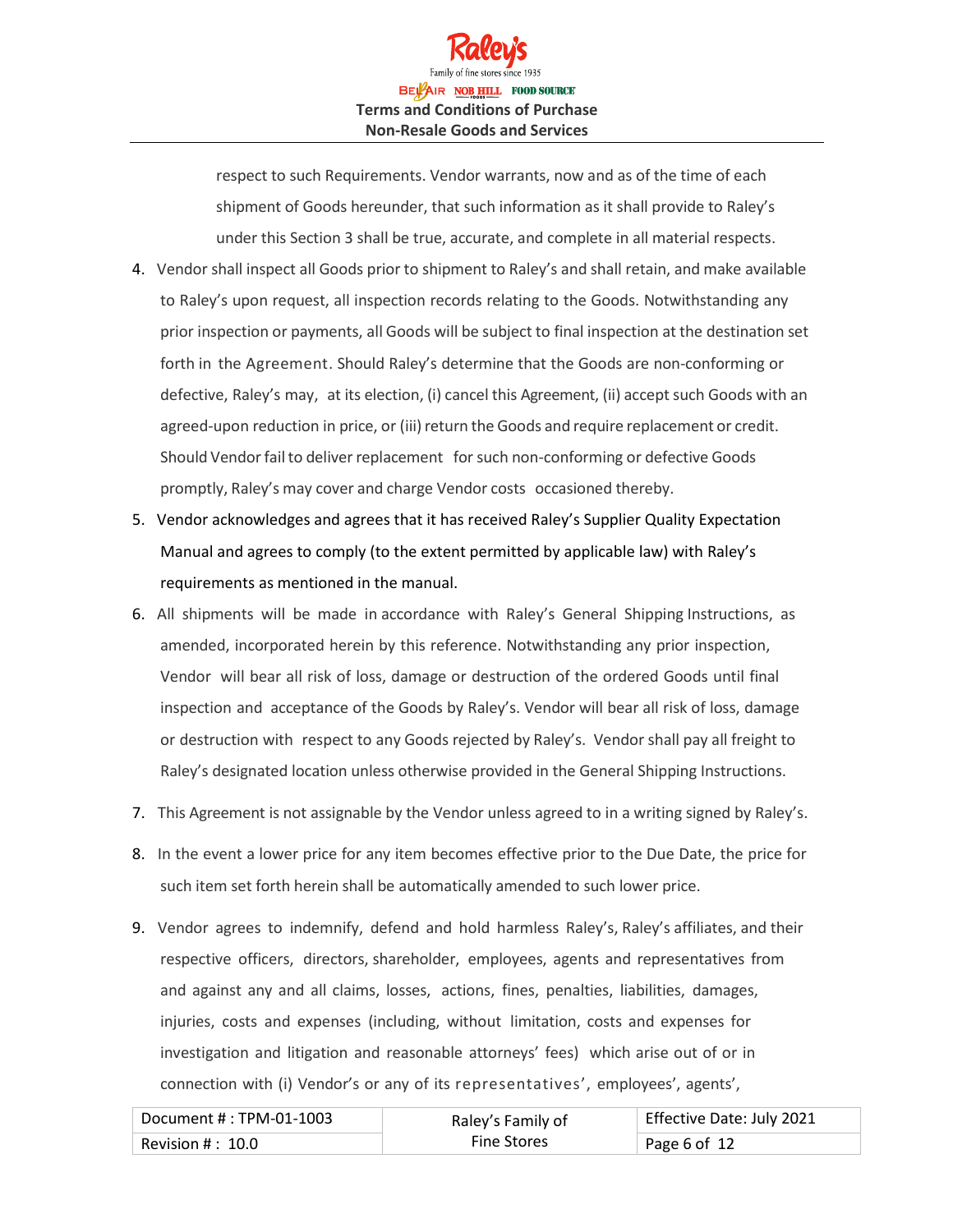respect to such Requirements. Vendor warrants, now and as of the time of each shipment of Goods hereunder, that such information as it shall provide to Raley's under this Section 3 shall be true, accurate, and complete in all material respects.

4. Vendor shall inspect all Goods prior to shipment to Raley's and shall retain, and make available to Raley's upon request, all inspection records relating to the Goods. Notwithstanding any prior inspection or payments, all Goods will be subject to final inspection at the destination set forth in the Agreement. Should Raley's determine that the Goods are non-conforming or defective, Raley's may, at its election, (i) cancel this Agreement, (ii) accept such Goods with an agreed-upon reduction in price, or (iii) return the Goods and require replacement or credit. Should Vendor fail to deliver replacement for such non-conforming or defective Goods promptly, Raley's may cover and charge Vendor costs occasioned thereby.
5. Vendor acknowledges and agrees that it has received Raley's Supplier Quality Expectation Manual and agrees to comply (to the extent permitted by applicable law) with Raley's requirements as mentioned in the manual.
6. All shipments will be made in accordance with Raley's General Shipping Instructions, as amended, incorporated herein by this reference. Notwithstanding any prior inspection, Vendor will bear all risk of loss, damage or destruction of the ordered Goods until final inspection and acceptance of the Goods by Raley's. Vendor will bear all risk of loss, damage or destruction with respect to any Goods rejected by Raley's. Vendor shall pay all freight to Raley's designated location unless otherwise provided in the General Shipping Instructions.
7. This Agreement is not assignable by the Vendor unless agreed to in a writing signed by Raley's.
8. In the event a lower price for any item becomes effective prior to the Due Date, the price for such item set forth herein shall be automatically amended to such lower price.
9. Vendor agrees to indemnify, defend and hold harmless Raley's, Raley's affiliates, and their respective officers, directors, shareholder, employees, agents and representatives from and against any and all claims, losses, actions, fines, penalties, liabilities, damages, injuries, costs and expenses (including, without limitation, costs and expenses for investigation and litigation and reasonable attorneys' fees) which arise out of or in connection with (i) Vendor's or any of its representatives', employees', agents',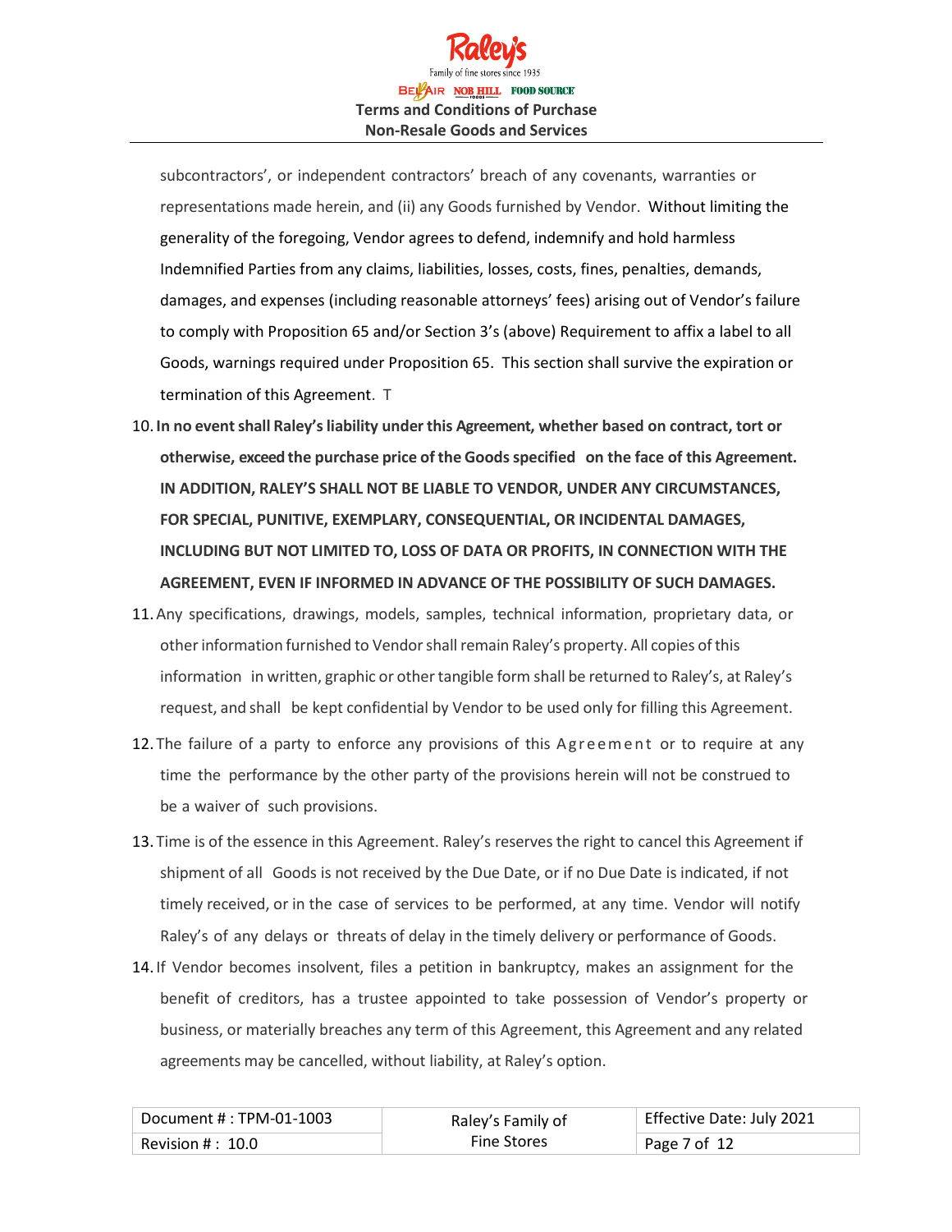subcontractors', or independent contractors' breach of any covenants, warranties or representations made herein, and (ii) any Goods furnished by Vendor. Without limiting the generality of the foregoing, Vendor agrees to defend, indemnify and hold harmless Indemnified Parties from any claims, liabilities, losses, costs, fines, penalties, demands, damages, and expenses (including reasonable attorneys' fees) arising out of Vendor's failure to comply with Proposition 65 and/or Section 3's (above) Requirement to affix a label to all Goods, warnings required under Proposition 65. This section shall survive the expiration or termination of this Agreement. T

10. **In no event shall Raley's liability under this Agreement, whether based on contract, tort or otherwise, exceed the purchase price of the Goods specified on the face of this Agreement. IN ADDITION, RALEY'S SHALL NOT BE LIABLE TO VENDOR, UNDER ANY CIRCUMSTANCES, FOR SPECIAL, PUNITIVE, EXEMPLARY, CONSEQUENTIAL, OR INCIDENTAL DAMAGES, INCLUDING BUT NOT LIMITED TO, LOSS OF DATA OR PROFITS, IN CONNECTION WITH THE AGREEMENT, EVEN IF INFORMED IN ADVANCE OF THE POSSIBILITY OF SUCH DAMAGES.**
11. Any specifications, drawings, models, samples, technical information, proprietary data, or other information furnished to Vendor shall remain Raley's property. All copies of this information in written, graphic or other tangible form shall be returned to Raley's, at Raley's request, and shall be kept confidential by Vendor to be used only for filling this Agreement.
12. The failure of a party to enforce any provisions of this Agreement or to require at any time the performance by the other party of the provisions herein will not be construed to be a waiver of such provisions.
13. Time is of the essence in this Agreement. Raley's reserves the right to cancel this Agreement if shipment of all Goods is not received by the Due Date, or if no Due Date is indicated, if not timely received, or in the case of services to be performed, at any time. Vendor will notify Raley's of any delays or threats of delay in the timely delivery or performance of Goods.
14. If Vendor becomes insolvent, files a petition in bankruptcy, makes an assignment for the benefit of creditors, has a trustee appointed to take possession of Vendor's property or business, or materially breaches any term of this Agreement, this Agreement and any related agreements may be cancelled, without liability, at Raley's option.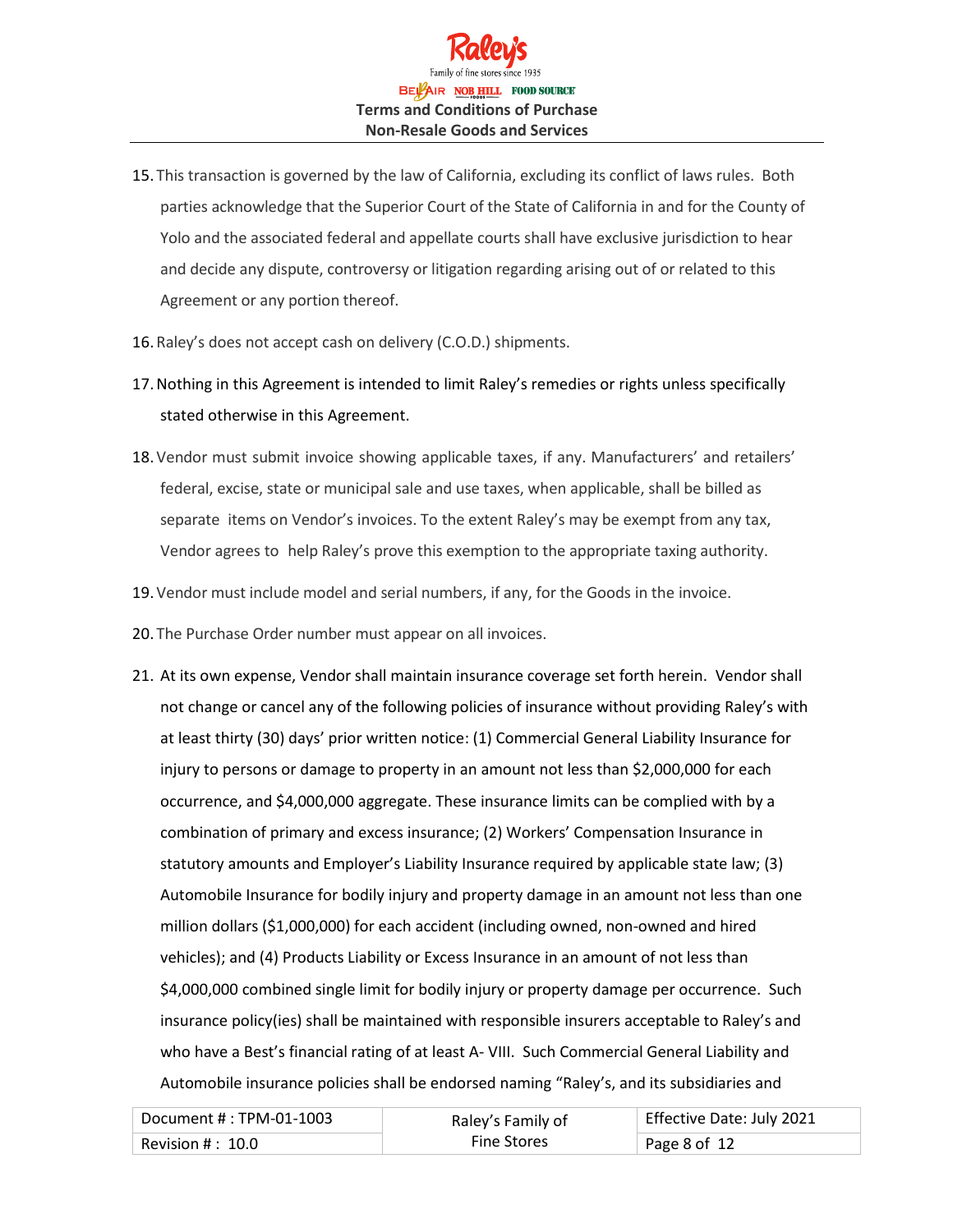15. This transaction is governed by the law of California, excluding its conflict of laws rules. Both parties acknowledge that the Superior Court of the State of California in and for the County of Yolo and the associated federal and appellate courts shall have exclusive jurisdiction to hear and decide any dispute, controversy or litigation regarding arising out of or related to this Agreement or any portion thereof.

16. Raley's does not accept cash on delivery (C.O.D.) shipments.

17. Nothing in this Agreement is intended to limit Raley's remedies or rights unless specifically stated otherwise in this Agreement.

18. Vendor must submit invoice showing applicable taxes, if any. Manufacturers' and retailers' federal, excise, state or municipal sale and use taxes, when applicable, shall be billed as separate items on Vendor's invoices. To the extent Raley's may be exempt from any tax, Vendor agrees to help Raley's prove this exemption to the appropriate taxing authority.

19. Vendor must include model and serial numbers, if any, for the Goods in the invoice.

20. The Purchase Order number must appear on all invoices.

21. At its own expense, Vendor shall maintain insurance coverage set forth herein. Vendor shall not change or cancel any of the following policies of insurance without providing Raley's with at least thirty (30) days' prior written notice: (1) Commercial General Liability Insurance for injury to persons or damage to property in an amount not less than $2,000,000 for each occurrence, and $4,000,000 aggregate. These insurance limits can be complied with by a combination of primary and excess insurance; (2) Workers' Compensation Insurance in statutory amounts and Employer's Liability Insurance required by applicable state law; (3) Automobile Insurance for bodily injury and property damage in an amount not less than one million dollars ($1,000,000) for each accident (including owned, non-owned and hired vehicles); and (4) Products Liability or Excess Insurance in an amount of not less than $4,000,000 combined single limit for bodily injury or property damage per occurrence. Such insurance policy(ies) shall be maintained with responsible insurers acceptable to Raley's and who have a Best's financial rating of at least A- VIII. Such Commercial General Liability and Automobile insurance policies shall be endorsed naming "Raley's, and its subsidiaries and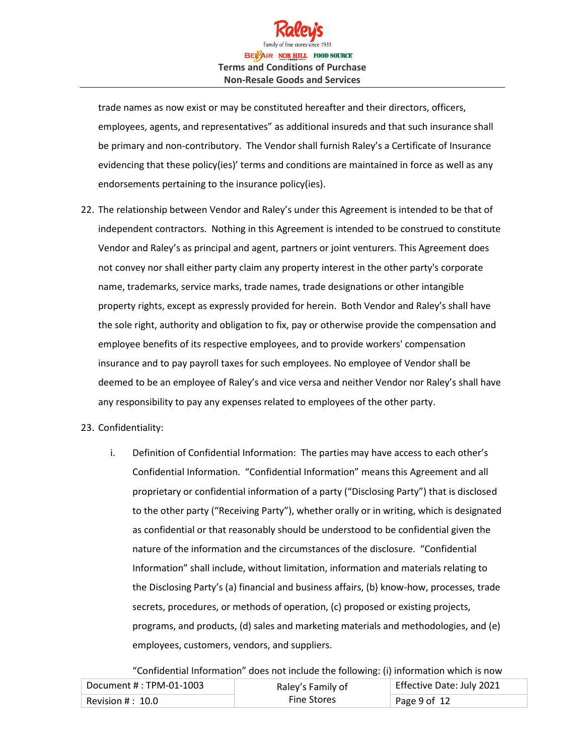trade names as now exist or may be constituted hereafter and their directors, officers, employees, agents, and representatives" as additional insureds and that such insurance shall be primary and non-contributory. The Vendor shall furnish Raley's a Certificate of Insurance evidencing that these policy(ies)' terms and conditions are maintained in force as well as any endorsements pertaining to the insurance policy(ies).

22. The relationship between Vendor and Raley's under this Agreement is intended to be that of independent contractors. Nothing in this Agreement is intended to be construed to constitute Vendor and Raley's as principal and agent, partners or joint venturers. This Agreement does not convey nor shall either party claim any property interest in the other party's corporate name, trademarks, service marks, trade names, trade designations or other intangible property rights, except as expressly provided for herein. Both Vendor and Raley's shall have the sole right, authority and obligation to fix, pay or otherwise provide the compensation and employee benefits of its respective employees, and to provide workers' compensation insurance and to pay payroll taxes for such employees. No employee of Vendor shall be deemed to be an employee of Raley's and vice versa and neither Vendor nor Raley's shall have any responsibility to pay any expenses related to employees of the other party.

23. Confidentiality:

    i. Definition of Confidential Information: The parties may have access to each other's Confidential Information. "Confidential Information" means this Agreement and all proprietary or confidential information of a party ("Disclosing Party") that is disclosed to the other party ("Receiving Party"), whether orally or in writing, which is designated as confidential or that reasonably should be understood to be confidential given the nature of the information and the circumstances of the disclosure. "Confidential Information" shall include, without limitation, information and materials relating to the Disclosing Party's (a) financial and business affairs, (b) know-how, processes, trade secrets, procedures, or methods of operation, (c) proposed or existing projects, programs, and products, (d) sales and marketing materials and methodologies, and (e) employees, customers, vendors, and suppliers.

       "Confidential Information" does not include the following: (i) information which is now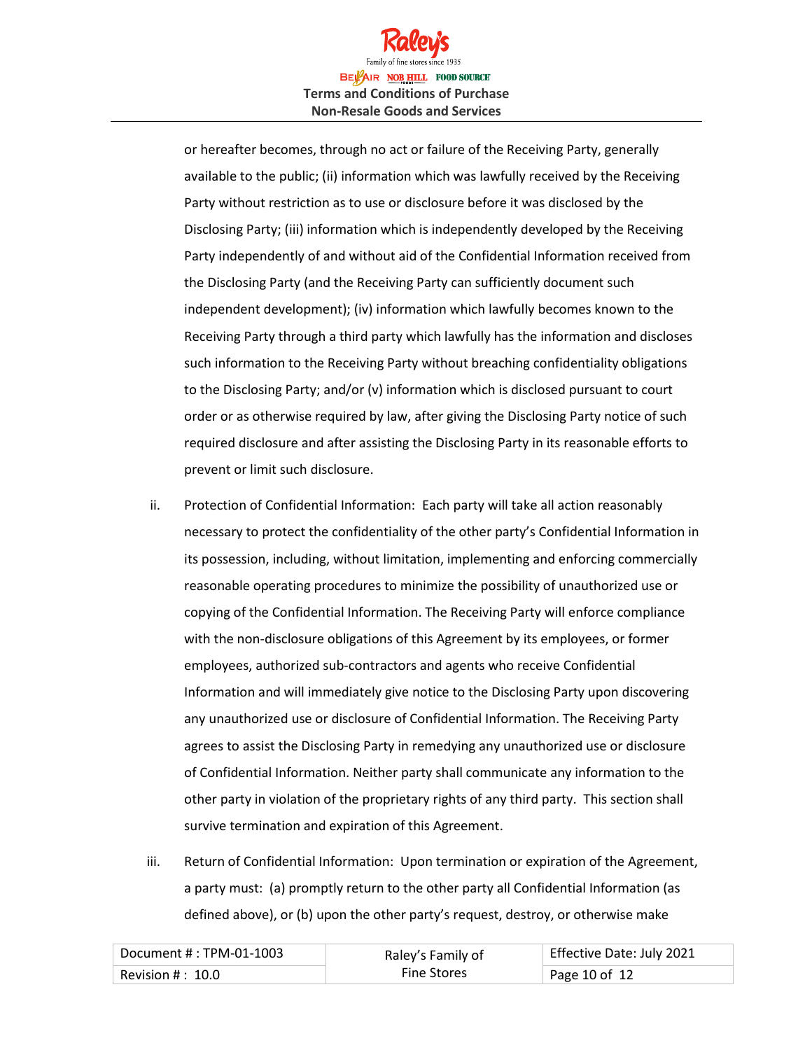or hereafter becomes, through no act or failure of the Receiving Party, generally available to the public; (ii) information which was lawfully received by the Receiving Party without restriction as to use or disclosure before it was disclosed by the Disclosing Party; (iii) information which is independently developed by the Receiving Party independently of and without aid of the Confidential Information received from the Disclosing Party (and the Receiving Party can sufficiently document such independent development); (iv) information which lawfully becomes known to the Receiving Party through a third party which lawfully has the information and discloses such information to the Receiving Party without breaching confidentiality obligations to the Disclosing Party; and/or (v) information which is disclosed pursuant to court order or as otherwise required by law, after giving the Disclosing Party notice of such required disclosure and after assisting the Disclosing Party in its reasonable efforts to prevent or limit such disclosure.

ii. Protection of Confidential Information: Each party will take all action reasonably necessary to protect the confidentiality of the other party's Confidential Information in its possession, including, without limitation, implementing and enforcing commercially reasonable operating procedures to minimize the possibility of unauthorized use or copying of the Confidential Information. The Receiving Party will enforce compliance with the non-disclosure obligations of this Agreement by its employees, or former employees, authorized sub-contractors and agents who receive Confidential Information and will immediately give notice to the Disclosing Party upon discovering any unauthorized use or disclosure of Confidential Information. The Receiving Party agrees to assist the Disclosing Party in remedying any unauthorized use or disclosure of Confidential Information. Neither party shall communicate any information to the other party in violation of the proprietary rights of any third party. This section shall survive termination and expiration of this Agreement.

iii. Return of Confidential Information: Upon termination or expiration of the Agreement, a party must: (a) promptly return to the other party all Confidential Information (as defined above), or (b) upon the other party's request, destroy, or otherwise make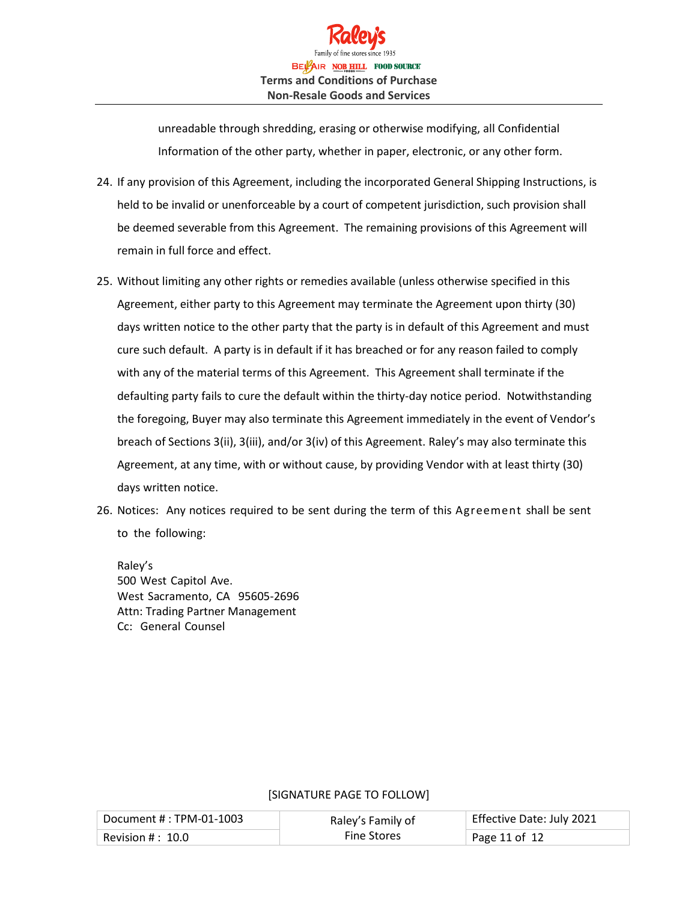unreadable through shredding, erasing or otherwise modifying, all Confidential Information of the other party, whether in paper, electronic, or any other form.

24. If any provision of this Agreement, including the incorporated General Shipping Instructions, is held to be invalid or unenforceable by a court of competent jurisdiction, such provision shall be deemed severable from this Agreement. The remaining provisions of this Agreement will remain in full force and effect.

25. Without limiting any other rights or remedies available (unless otherwise specified in this Agreement, either party to this Agreement may terminate the Agreement upon thirty (30) days written notice to the other party that the party is in default of this Agreement and must cure such default. A party is in default if it has breached or for any reason failed to comply with any of the material terms of this Agreement. This Agreement shall terminate if the defaulting party fails to cure the default within the thirty-day notice period. Notwithstanding the foregoing, Buyer may also terminate this Agreement immediately in the event of Vendor's breach of Sections 3(ii), 3(iii), and/or 3(iv) of this Agreement. Raley's may also terminate this Agreement, at any time, with or without cause, by providing Vendor with at least thirty (30) days written notice.

26. Notices: Any notices required to be sent during the term of this Agreement shall be sent to the following:

    Raley's
    500 West Capitol Ave.
    West Sacramento, CA 95605-2696
    Attn: Trading Partner Management
    Cc: General Counsel

[SIGNATURE PAGE TO FOLLOW]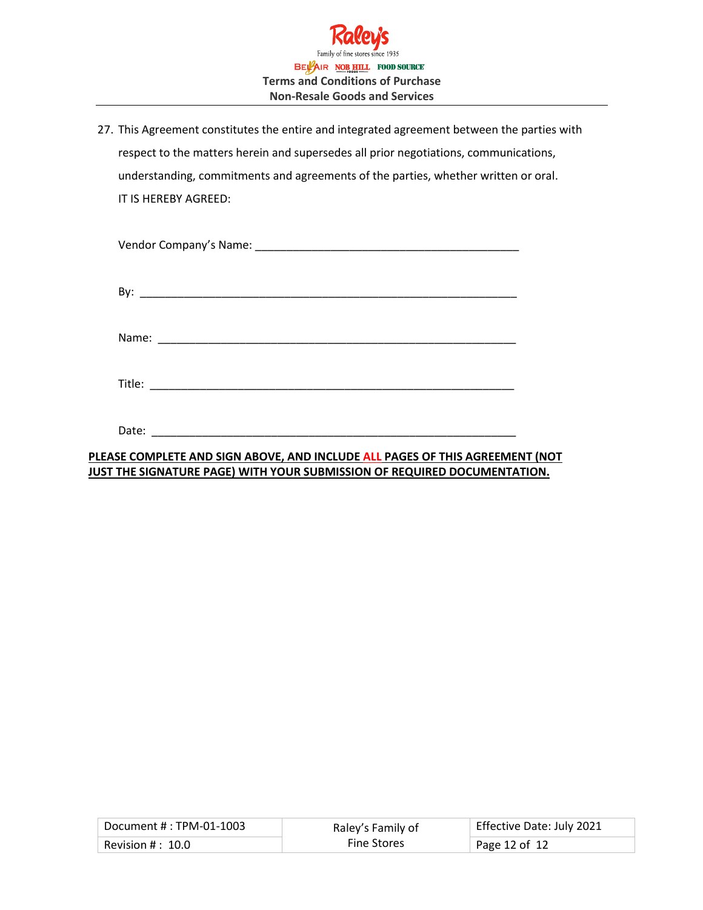27. This Agreement constitutes the entire and integrated agreement between the parties with respect to the matters herein and supersedes all prior negotiations, communications, understanding, commitments and agreements of the parties, whether written or oral.

IT IS HEREBY AGREED:

Vendor Company's Name: ___________________________________________

By: ______________________________________________________________

Name: ____________________________________________________________

Title: _____________________________________________________________

Date: _____________________________________________________________

**PLEASE COMPLETE AND SIGN ABOVE, AND INCLUDE ALL PAGES OF THIS AGREEMENT (NOT JUST THE SIGNATURE PAGE) WITH YOUR SUBMISSION OF REQUIRED DOCUMENTATION.**